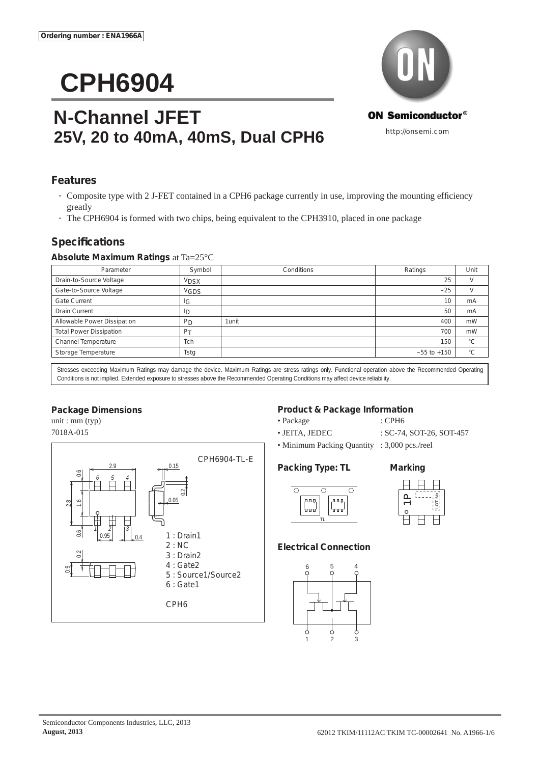Ordering number : ENA1966A

# CPH6904

ON Semiconductor®

http://onsemi.com

## N-Channel JFET
## 25V, 20 to 40mA, 40mS, Dual CPH6

## Features

- Composite type with 2 J-FET contained in a CPH6 package currently in use, improving the mounting efficiency greatly
- The CPH6904 is formed with two chips, being equivalent to the CPH3910, placed in one package

## Specifications

### Absolute Maximum Ratings at Ta=25°C

| Parameter | Symbol | Conditions | Ratings | Unit |
|---|---|---|---|---|
| Drain-to-Source Voltage | $V_{DSX}$ | | 25 | V |
| Gate-to-Source Voltage | $V_{GDS}$ | | –25 | V |
| Gate Current | $I_G$ | | 10 | mA |
| Drain Current | $I_D$ | | 50 | mA |
| Allowable Power Dissipation | $P_D$ | 1unit | 400 | mW |
| Total Power Dissipation | $P_T$ | | 700 | mW |
| Channel Temperature | Tch | | 150 | °C |
| Storage Temperature | Tstg | | –55 to +150 | °C |

Stresses exceeding Maximum Ratings may damage the device. Maximum Ratings are stress ratings only. Functional operation above the Recommended Operating Conditions is not implied. Extended exposure to stresses above the Recommended Operating Conditions may affect device reliability.

### Package Dimensions

unit : mm (typ)
7018A-015

CPH6904-TL-E

1 : Drain1
2 : NC
3 : Drain2
4 : Gate2
5 : Source1/Source2
6 : Gate1

CPH6

### Product & Package Information

- Package : CPH6
- JEITA, JEDEC : SC-74, SOT-26, SOT-457
- Minimum Packing Quantity : 3,000 pcs./reel

### Packing Type: TL

### Marking

1P
LOT No.

### Electrical Connection

Semiconductor Components Industries, LLC, 2013
**August, 2013**

62012 TKIM/11112AC TKIM TC-00002641 No. A1966-1/6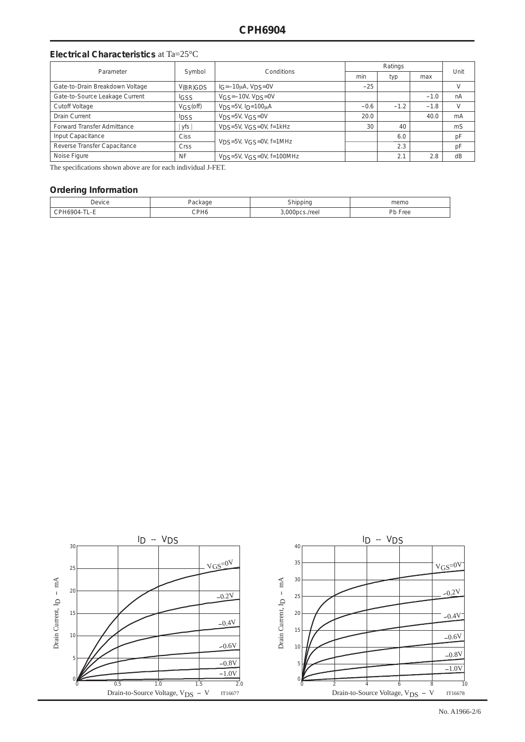## Electrical Characteristics at Ta=25°C

| Parameter | Symbol | Conditions | Ratings | | | Unit |
|---|---|---|---|---|---|---|
| | | | min | typ | max | |
| Gate-to-Drain Breakdown Voltage | $V_{(BR)GDS}$ | $I_G$=–10μA, $V_{DS}$=0V | –25 | | | V |
| Gate-to-Source Leakage Current | $I_{GSS}$ | $V_{GS}$=–10V, $V_{DS}$=0V | | | –1.0 | nA |
| Cutoff Voltage | $V_{GS}$(off) | $V_{DS}$=5V, $I_D$=100μA | –0.6 | –1.2 | –1.8 | V |
| Drain Current | $I_{DSS}$ | $V_{DS}$=5V, $V_{GS}$=0V | 20.0 | | 40.0 | mA |
| Forward Transfer Admittance | \| yfs \| | $V_{DS}$=5V, $V_{GS}$=0V, f=1kHz | 30 | 40 | | mS |
| Input Capacitance | Ciss | $V_{DS}$=5V, $V_{GS}$=0V, f=1MHz | | 6.0 | | pF |
| Reverse Transfer Capacitance | Crss | $V_{DS}$=5V, $V_{GS}$=0V, f=1MHz | | 2.3 | | pF |
| Noise Figure | NF | $V_{DS}$=5V, $V_{GS}$=0V, f=100MHz | | 2.1 | 2.8 | dB |

The specifications shown above are for each individual J-FET.

## Ordering Information

| Device | Package | Shipping | memo |
|---|---|---|---|
| CPH6904-TL-E | CPH6 | 3,000pcs./reel | Pb Free |

$I_D$ -- $V_{DS}$

Drain Current, $I_D$ – mA

Drain-to-Source Voltage, $V_{DS}$ – V

$V_{GS}$=0V, –0.2V, –0.4V, –0.6V, –0.8V, –1.0V

IT16677

$I_D$ -- $V_{DS}$

Drain Current, $I_D$ – mA

Drain-to-Source Voltage, $V_{DS}$ – V

$V_{GS}$=0V, –0.2V, –0.4V, –0.6V, –0.8V, –1.0V

IT16678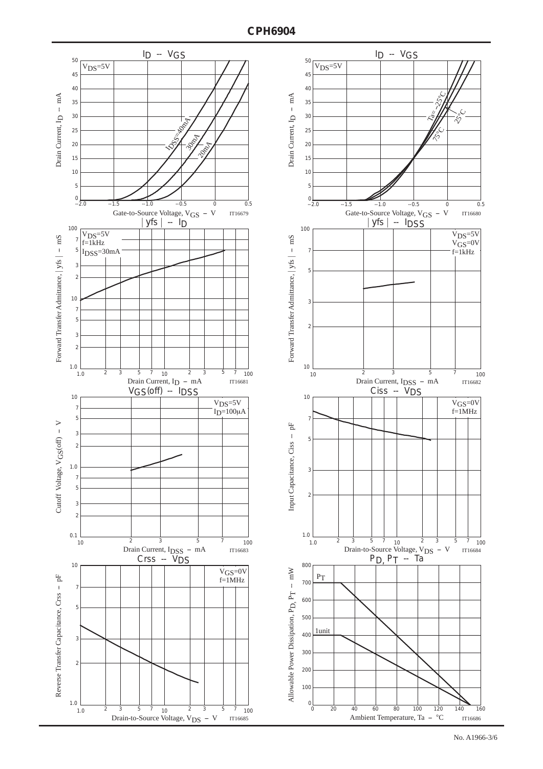## ID -- VGS

$V_{DS}$=5V

$I_{DSS}$=40mA, 30mA, 20mA

Drain Current, $I_D$ – mA

Gate-to-Source Voltage, $V_{GS}$ – V

IT16679

## ID -- VGS

$V_{DS}$=5V

Ta=–25°C, 25°C, 75°C

Drain Current, $I_D$ – mA

Gate-to-Source Voltage, $V_{GS}$ – V

IT16680

## | yfs | -- ID

$V_{DS}$=5V
f=1kHz
$I_{DSS}$=30mA

Forward Transfer Admittance, | yfs | – mS

Drain Current, $I_D$ – mA

IT16681

## | yfs | -- IDSS

$V_{DS}$=5V
$V_{GS}$=0V
f=1kHz

Forward Transfer Admittance, | yfs | – mS

Drain Current, $I_{DSS}$ – mA

IT16682

## VGS(off) -- IDSS

$V_{DS}$=5V
$I_D$=100μA

Cutoff Voltage, $V_{GS}(off)$ – V

Drain Current, $I_{DSS}$ – mA

IT16683

## Ciss -- VDS

$V_{GS}$=0V
f=1MHz

Input Capacitance, Ciss – pF

Drain-to-Source Voltage, $V_{DS}$ – V

IT16684

## Crss -- VDS

$V_{GS}$=0V
f=1MHz

Reverse Transfer Capacitance, Crss – pF

Drain-to-Source Voltage, $V_{DS}$ – V

IT16685

## PD, PT -- Ta

$P_T$

1unit

Allowable Power Dissipation, $P_D$, $P_T$ – mW

Ambient Temperature, Ta – °C

IT16686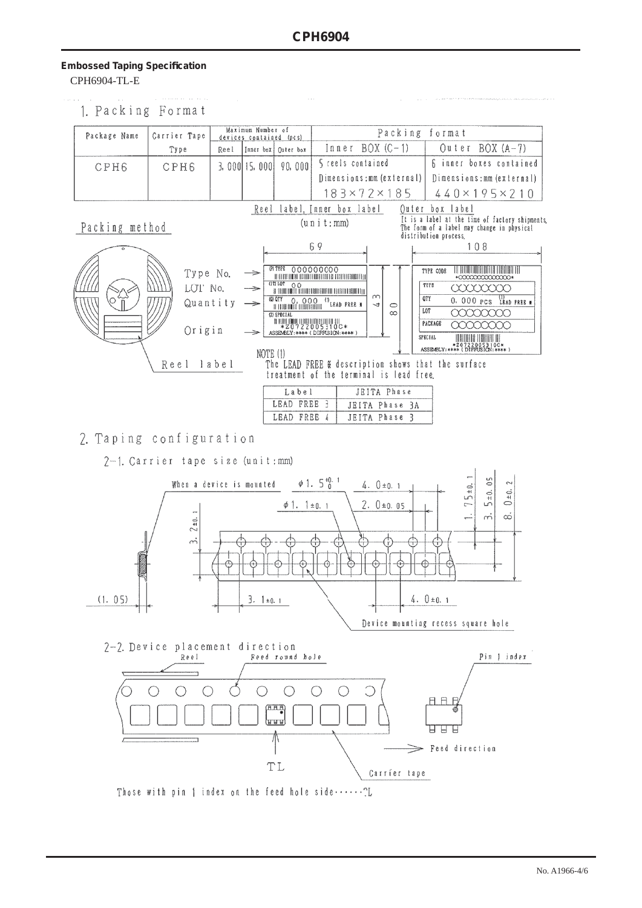**Embossed Taping Specification**

CPH6904-TL-E

## 1. Packing Format

| Package Name | Carrier Tape Type | Maximum Number of devices contained (pcs) | | | Packing format | |
|---|---|---|---|---|---|---|
| | | Reel | Inner box | Outer box | Inner BOX (C-1) | Outer BOX (A-7) |
| CPH6 | CPH6 | 3, 000 | 15, 000 | 90, 000 | 5 reels contained | 6 inner boxes contained |
| | | | | | Dimensions:mm (external) | Dimensions:mm (external) |
| | | | | | 183×72×185 | 440×195×210 |

Packing method

Reel label, Inner box label (unit:mm)

69

43

80

Type No. → (1) TYPE 000000000

LOT No. → (2) LOT 00

Quantity → (3) QTY 0, 000 (1) LEAD FREE ※

Origin → (4) SPECIAL *Z0722005310C* ASSEMBLY:**** (DIFFUSION:****)

Reel label

Outer box label

It is a label at the time of factory shipments. The form of a label may change in physical distribution process.

108

TYPE CODE *000000000000000*

TYPE 0000000

QTY 0, 000 PCS (1) LEAD FREE ※

LOT 0000000

PACKAGE 0000000

SPECIAL *Z0722005310C* ASSEMBLY:**** (DIFFUSION:****)

NOTE (1)
The LEAD FREE ※ description shows that the surface treatment of the terminal is lead free.

| Label | JEITA Phase |
|---|---|
| LEAD FREE 3 | JEITA Phase 3A |
| LEAD FREE 4 | JEITA Phase 3 |

## 2. Taping configuration

### 2-1. Carrier tape size (unit:mm)

When a device is mounted

$\phi 1.5^{+0.1}_{0}$

4. 0±0. 1

$\phi$1. 1±0. 1

2. 0±0. 05

1. 75±0. 1

3. 5±0. 05

8. 0±0. 2

3. 2±0. 1

(1. 05)

3. 1±0. 1

4. 0±0. 1

Device mounting recess square hole

### 2-2. Device placement direction

Reel

Feed round hole

Pin 1 index

Feed direction

TL

Carrier tape

Those with pin 1 index on the feed hole side······TL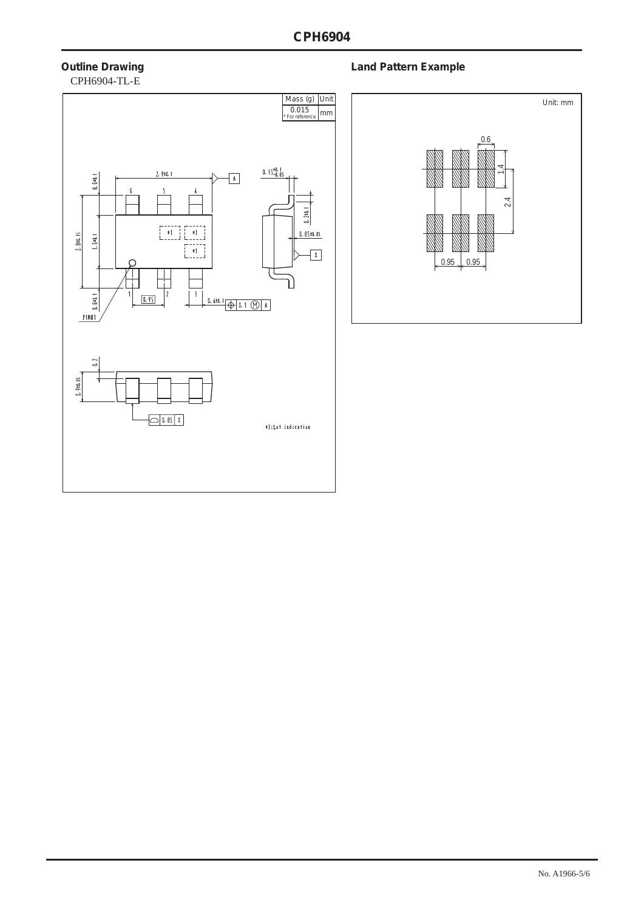## Outline Drawing

CPH6904-TL-E

| Mass (g) | Unit |
|---|---|
| 0.015 * For reference | mm |

2.9±0.1

0.15 +0.1 −0.05

0.6±0.1

2.8±0.15

1.6±0.1

0.2±0.1

0.05±0.05

0.6±0.1

0.95

0.4±0.1

0.1 Ⓜ A

PIN#1

0.2

0.9±0.05

0.05 S

*1:Lot indication

## Land Pattern Example

Unit: mm

0.6

1.4

2.4

0.95 0.95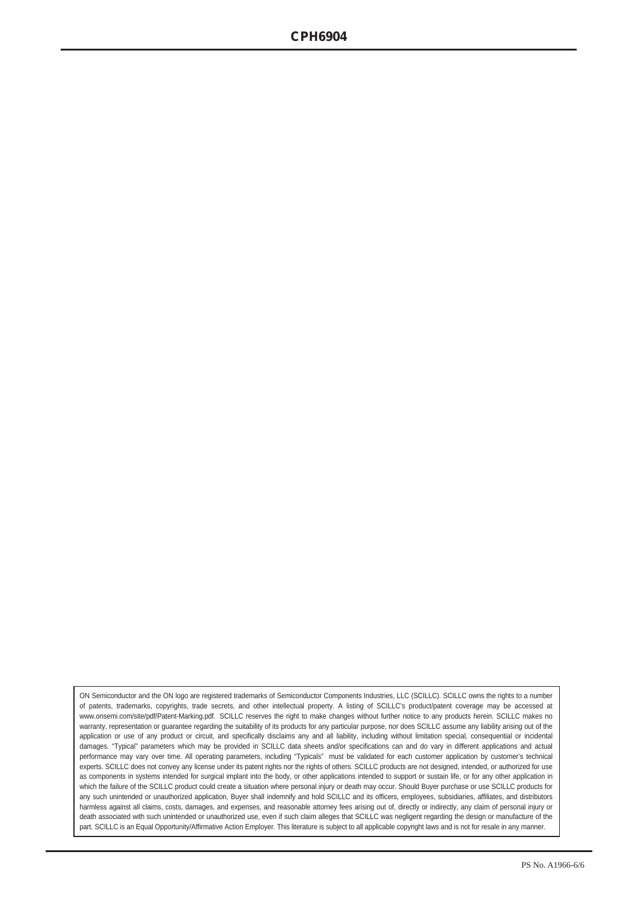ON Semiconductor and the ON logo are registered trademarks of Semiconductor Components Industries, LLC (SCILLC). SCILLC owns the rights to a number of patents, trademarks, copyrights, trade secrets, and other intellectual property. A listing of SCILLC's product/patent coverage may be accessed at www.onsemi.com/site/pdf/Patent-Marking.pdf. SCILLC reserves the right to make changes without further notice to any products herein. SCILLC makes no warranty, representation or guarantee regarding the suitability of its products for any particular purpose, nor does SCILLC assume any liability arising out of the application or use of any product or circuit, and specifically disclaims any and all liability, including without limitation special, consequential or incidental damages. "Typical" parameters which may be provided in SCILLC data sheets and/or specifications can and do vary in different applications and actual performance may vary over time. All operating parameters, including "Typicals" must be validated for each customer application by customer's technical experts. SCILLC does not convey any license under its patent rights nor the rights of others. SCILLC products are not designed, intended, or authorized for use as components in systems intended for surgical implant into the body, or other applications intended to support or sustain life, or for any other application in which the failure of the SCILLC product could create a situation where personal injury or death may occur. Should Buyer purchase or use SCILLC products for any such unintended or unauthorized application, Buyer shall indemnify and hold SCILLC and its officers, employees, subsidiaries, affiliates, and distributors harmless against all claims, costs, damages, and expenses, and reasonable attorney fees arising out of, directly or indirectly, any claim of personal injury or death associated with such unintended or unauthorized use, even if such claim alleges that SCILLC was negligent regarding the design or manufacture of the part. SCILLC is an Equal Opportunity/Affirmative Action Employer. This literature is subject to all applicable copyright laws and is not for resale in any manner.